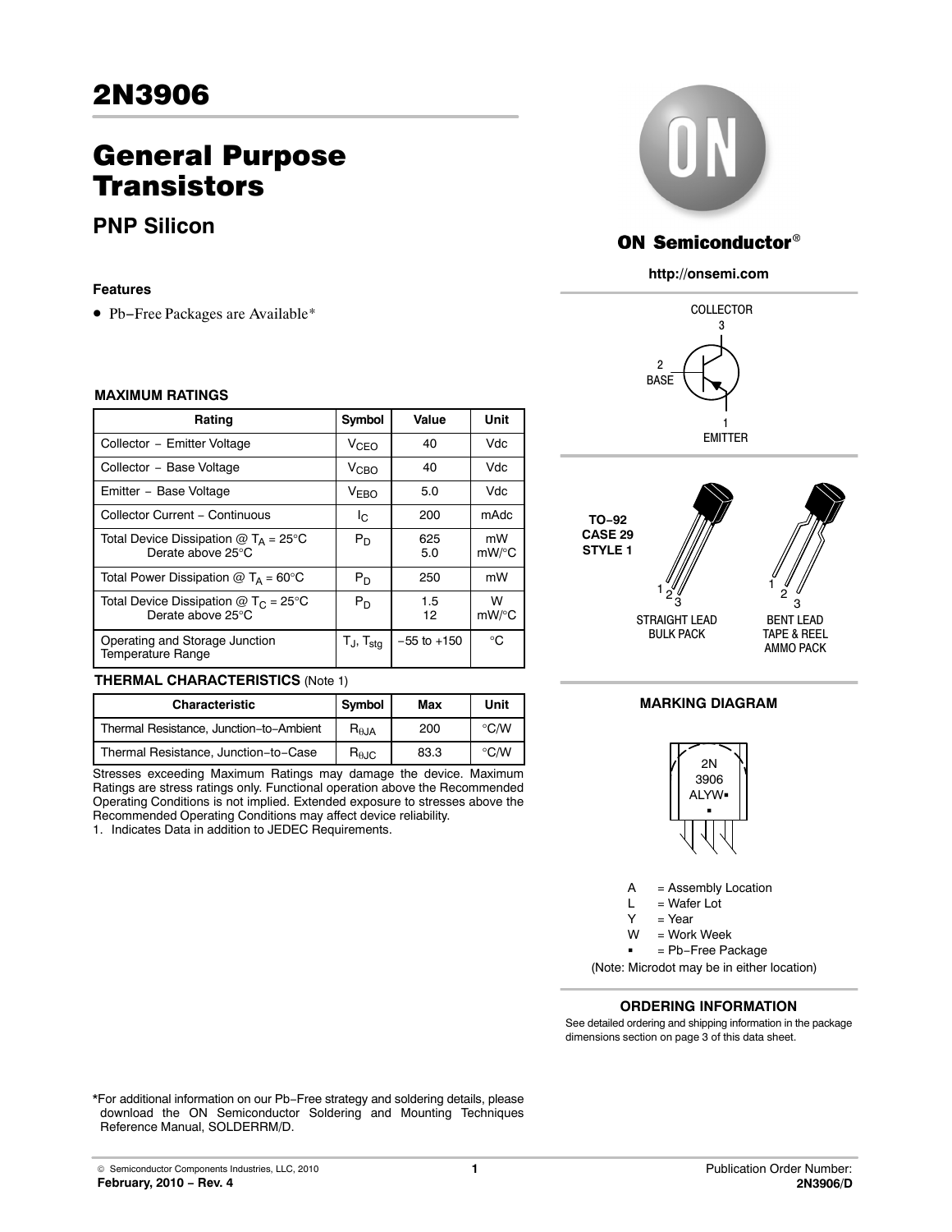# 2N3906

## General Purpose Transistors

### PNP Silicon

**Features**

- Pb−Free Packages are Available*

**MAXIMUM RATINGS**

| Rating | Symbol | Value | Unit |
|---|---|---|---|
| Collector − Emitter Voltage | $V_{CEO}$ | 40 | Vdc |
| Collector − Base Voltage | $V_{CBO}$ | 40 | Vdc |
| Emitter − Base Voltage | $V_{EBO}$ | 5.0 | Vdc |
| Collector Current − Continuous | $I_C$ | 200 | mAdc |
| Total Device Dissipation @ $T_A$ = 25°C<br>Derate above 25°C | $P_D$ | 625<br>5.0 | mW<br>mW/°C |
| Total Power Dissipation @ $T_A$ = 60°C | $P_D$ | 250 | mW |
| Total Device Dissipation @ $T_C$ = 25°C<br>Derate above 25°C | $P_D$ | 1.5<br>12 | W<br>mW/°C |
| Operating and Storage Junction Temperature Range | $T_J$, $T_{stg}$ | −55 to +150 | °C |

**THERMAL CHARACTERISTICS** (Note 1)

| Characteristic | Symbol | Max | Unit |
|---|---|---|---|
| Thermal Resistance, Junction−to−Ambient | $R_{\theta JA}$ | 200 | °C/W |
| Thermal Resistance, Junction−to−Case | $R_{\theta JC}$ | 83.3 | °C/W |

Stresses exceeding Maximum Ratings may damage the device. Maximum Ratings are stress ratings only. Functional operation above the Recommended Operating Conditions is not implied. Extended exposure to stresses above the Recommended Operating Conditions may affect device reliability.

1. Indicates Data in addition to JEDEC Requirements.

ON Semiconductor®

http://onsemi.com

COLLECTOR 3

2 BASE

1 EMITTER

TO−92 CASE 29 STYLE 1

STRAIGHT LEAD BULK PACK

BENT LEAD TAPE & REEL AMMO PACK

**MARKING DIAGRAM**

2N 3906 ALYW▪ ▪

A = Assembly Location
L = Wafer Lot
Y = Year
W = Work Week
▪ = Pb−Free Package

(Note: Microdot may be in either location)

**ORDERING INFORMATION**

See detailed ordering and shipping information in the package dimensions section on page 3 of this data sheet.

*For additional information on our Pb−Free strategy and soldering details, please download the ON Semiconductor Soldering and Mounting Techniques Reference Manual, SOLDERRM/D.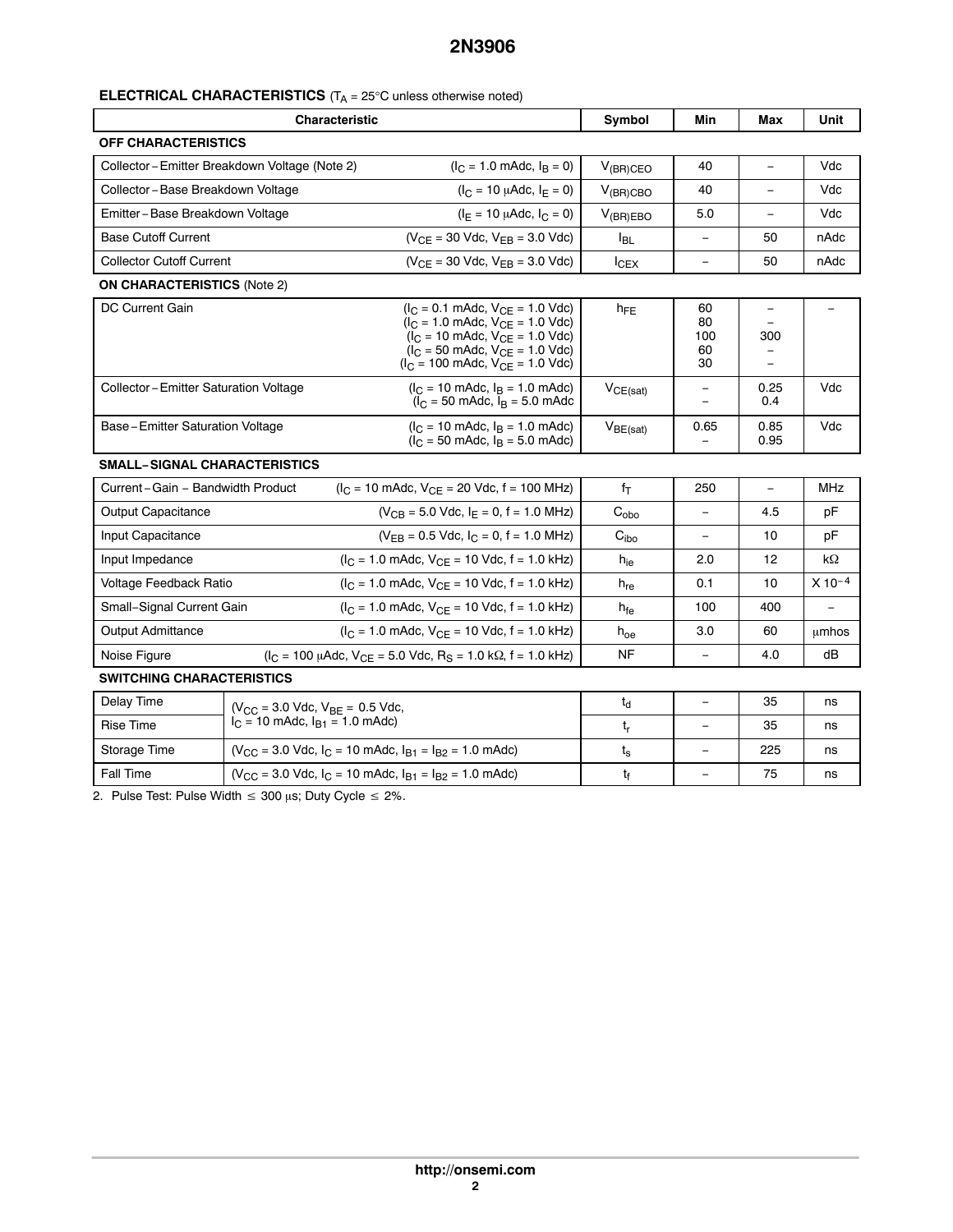## ELECTRICAL CHARACTERISTICS ($T_A$ = 25°C unless otherwise noted)

| Characteristic | | Symbol | Min | Max | Unit |
|---|---|---|---|---|---|
| **OFF CHARACTERISTICS** | | | | | |
| Collector − Emitter Breakdown Voltage (Note 2) | ($I_C$ = 1.0 mAdc, $I_B$ = 0) | $V_{(BR)CEO}$ | 40 | − | Vdc |
| Collector − Base Breakdown Voltage | ($I_C$ = 10 μAdc, $I_E$ = 0) | $V_{(BR)CBO}$ | 40 | − | Vdc |
| Emitter − Base Breakdown Voltage | ($I_E$ = 10 μAdc, $I_C$ = 0) | $V_{(BR)EBO}$ | 5.0 | − | Vdc |
| Base Cutoff Current | ($V_{CE}$ = 30 Vdc, $V_{EB}$ = 3.0 Vdc) | $I_{BL}$ | − | 50 | nAdc |
| Collector Cutoff Current | ($V_{CE}$ = 30 Vdc, $V_{EB}$ = 3.0 Vdc) | $I_{CEX}$ | − | 50 | nAdc |
| **ON CHARACTERISTICS** (Note 2) | | | | | |
| DC Current Gain | ($I_C$ = 0.1 mAdc, $V_{CE}$ = 1.0 Vdc)<br>($I_C$ = 1.0 mAdc, $V_{CE}$ = 1.0 Vdc)<br>($I_C$ = 10 mAdc, $V_{CE}$ = 1.0 Vdc)<br>($I_C$ = 50 mAdc, $V_{CE}$ = 1.0 Vdc)<br>($I_C$ = 100 mAdc, $V_{CE}$ = 1.0 Vdc) | $h_{FE}$ | 60<br>80<br>100<br>60<br>30 | −<br>−<br>300<br>−<br>− | − |
| Collector − Emitter Saturation Voltage | ($I_C$ = 10 mAdc, $I_B$ = 1.0 mAdc)<br>($I_C$ = 50 mAdc, $I_B$ = 5.0 mAdc | $V_{CE(sat)}$ | −<br>− | 0.25<br>0.4 | Vdc |
| Base − Emitter Saturation Voltage | ($I_C$ = 10 mAdc, $I_B$ = 1.0 mAdc)<br>($I_C$ = 50 mAdc, $I_B$ = 5.0 mAdc) | $V_{BE(sat)}$ | 0.65<br>− | 0.85<br>0.95 | Vdc |
| **SMALL− SIGNAL CHARACTERISTICS** | | | | | |
| Current − Gain − Bandwidth Product | ($I_C$ = 10 mAdc, $V_{CE}$ = 20 Vdc, f = 100 MHz) | $f_T$ | 250 | − | MHz |
| Output Capacitance | ($V_{CB}$ = 5.0 Vdc, $I_E$ = 0, f = 1.0 MHz) | $C_{obo}$ | − | 4.5 | pF |
| Input Capacitance | ($V_{EB}$ = 0.5 Vdc, $I_C$ = 0, f = 1.0 MHz) | $C_{ibo}$ | − | 10 | pF |
| Input Impedance | ($I_C$ = 1.0 mAdc, $V_{CE}$ = 10 Vdc, f = 1.0 kHz) | $h_{ie}$ | 2.0 | 12 | kΩ |
| Voltage Feedback Ratio | ($I_C$ = 1.0 mAdc, $V_{CE}$ = 10 Vdc, f = 1.0 kHz) | $h_{re}$ | 0.1 | 10 | X $10^{-4}$ |
| Small−Signal Current Gain | ($I_C$ = 1.0 mAdc, $V_{CE}$ = 10 Vdc, f = 1.0 kHz) | $h_{fe}$ | 100 | 400 | − |
| Output Admittance | ($I_C$ = 1.0 mAdc, $V_{CE}$ = 10 Vdc, f = 1.0 kHz) | $h_{oe}$ | 3.0 | 60 | μmhos |
| Noise Figure | ($I_C$ = 100 μAdc, $V_{CE}$ = 5.0 Vdc, $R_S$ = 1.0 kΩ, f = 1.0 kHz) | NF | − | 4.0 | dB |
| **SWITCHING CHARACTERISTICS** | | | | | |
| Delay Time | ($V_{CC}$ = 3.0 Vdc, $V_{BE}$ = 0.5 Vdc, $I_C$ = 10 mAdc, $I_{B1}$ = 1.0 mAdc) | $t_d$ | − | 35 | ns |
| Rise Time | | $t_r$ | − | 35 | ns |
| Storage Time | ($V_{CC}$ = 3.0 Vdc, $I_C$ = 10 mAdc, $I_{B1}$ = $I_{B2}$ = 1.0 mAdc) | $t_s$ | − | 225 | ns |
| Fall Time | ($V_{CC}$ = 3.0 Vdc, $I_C$ = 10 mAdc, $I_{B1}$ = $I_{B2}$ = 1.0 mAdc) | $t_f$ | − | 75 | ns |

2. Pulse Test: Pulse Width ≤ 300 μs; Duty Cycle ≤ 2%.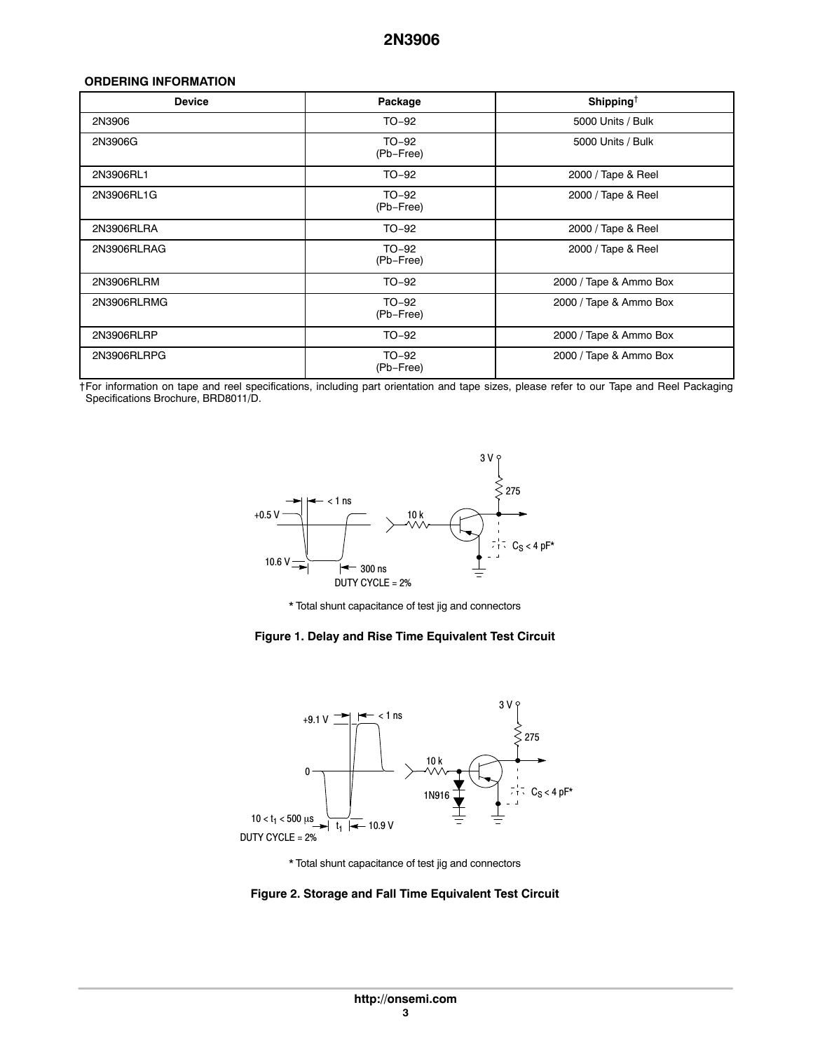## ORDERING INFORMATION

| Device | Package | Shipping† |
|---|---|---|
| 2N3906 | TO−92 | 5000 Units / Bulk |
| 2N3906G | TO−92 (Pb−Free) | 5000 Units / Bulk |
| 2N3906RL1 | TO−92 | 2000 / Tape & Reel |
| 2N3906RL1G | TO−92 (Pb−Free) | 2000 / Tape & Reel |
| 2N3906RLRA | TO−92 | 2000 / Tape & Reel |
| 2N3906RLRAG | TO−92 (Pb−Free) | 2000 / Tape & Reel |
| 2N3906RLRM | TO−92 | 2000 / Tape & Ammo Box |
| 2N3906RLRMG | TO−92 (Pb−Free) | 2000 / Tape & Ammo Box |
| 2N3906RLRP | TO−92 | 2000 / Tape & Ammo Box |
| 2N3906RLRPG | TO−92 (Pb−Free) | 2000 / Tape & Ammo Box |

†For information on tape and reel specifications, including part orientation and tape sizes, please refer to our Tape and Reel Packaging Specifications Brochure, BRD8011/D.

+0.5 V, 10.6 V, < 1 ns, 300 ns, DUTY CYCLE = 2%, 10 k, 3 V, 275, $C_S$ < 4 pF*

* Total shunt capacitance of test jig and connectors

**Figure 1. Delay and Rise Time Equivalent Test Circuit**

+9.1 V, < 1 ns, 0, $10 < t_1 < 500\ \mu s$, $t_1$, 10.9 V, DUTY CYCLE = 2%, 10 k, 1N916, 3 V, 275, $C_S$ < 4 pF*

* Total shunt capacitance of test jig and connectors

**Figure 2. Storage and Fall Time Equivalent Test Circuit**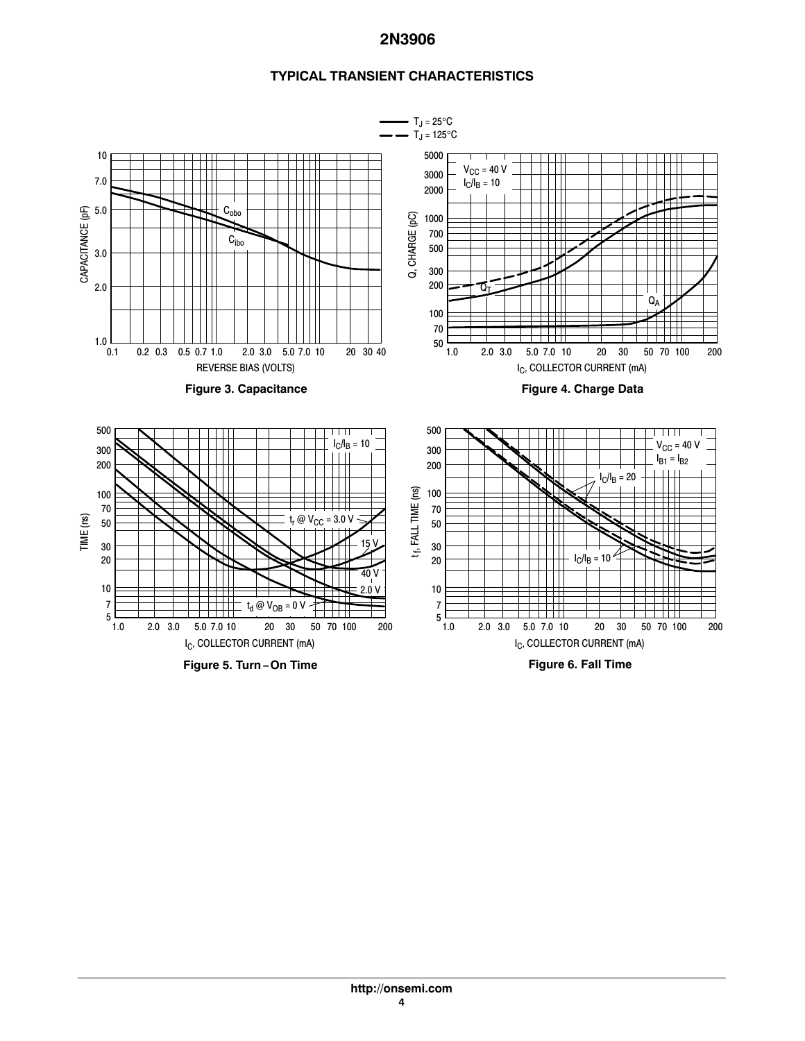## TYPICAL TRANSIENT CHARACTERISTICS

Figure 3. Capacitance

Figure 4. Charge Data

Figure 5. Turn−On Time

Figure 6. Fall Time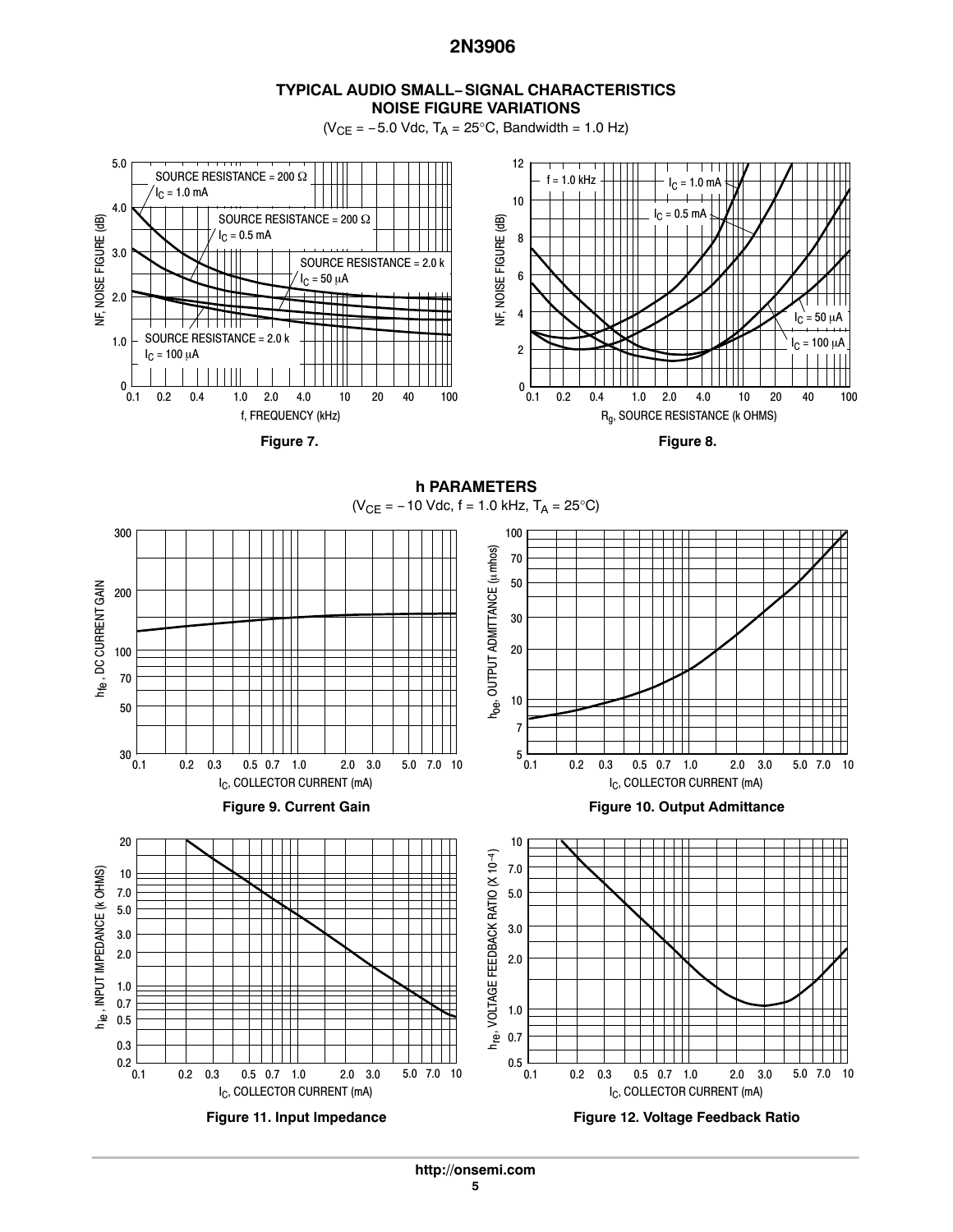## TYPICAL AUDIO SMALL–SIGNAL CHARACTERISTICS
## NOISE FIGURE VARIATIONS

($V_{CE}$ = −5.0 Vdc, $T_A$ = 25°C, Bandwidth = 1.0 Hz)

Figure 7.

Figure 8.

## h PARAMETERS

($V_{CE}$ = −10 Vdc, f = 1.0 kHz, $T_A$ = 25°C)

**Figure 9. Current Gain**

**Figure 10. Output Admittance**

**Figure 11. Input Impedance**

**Figure 12. Voltage Feedback Ratio**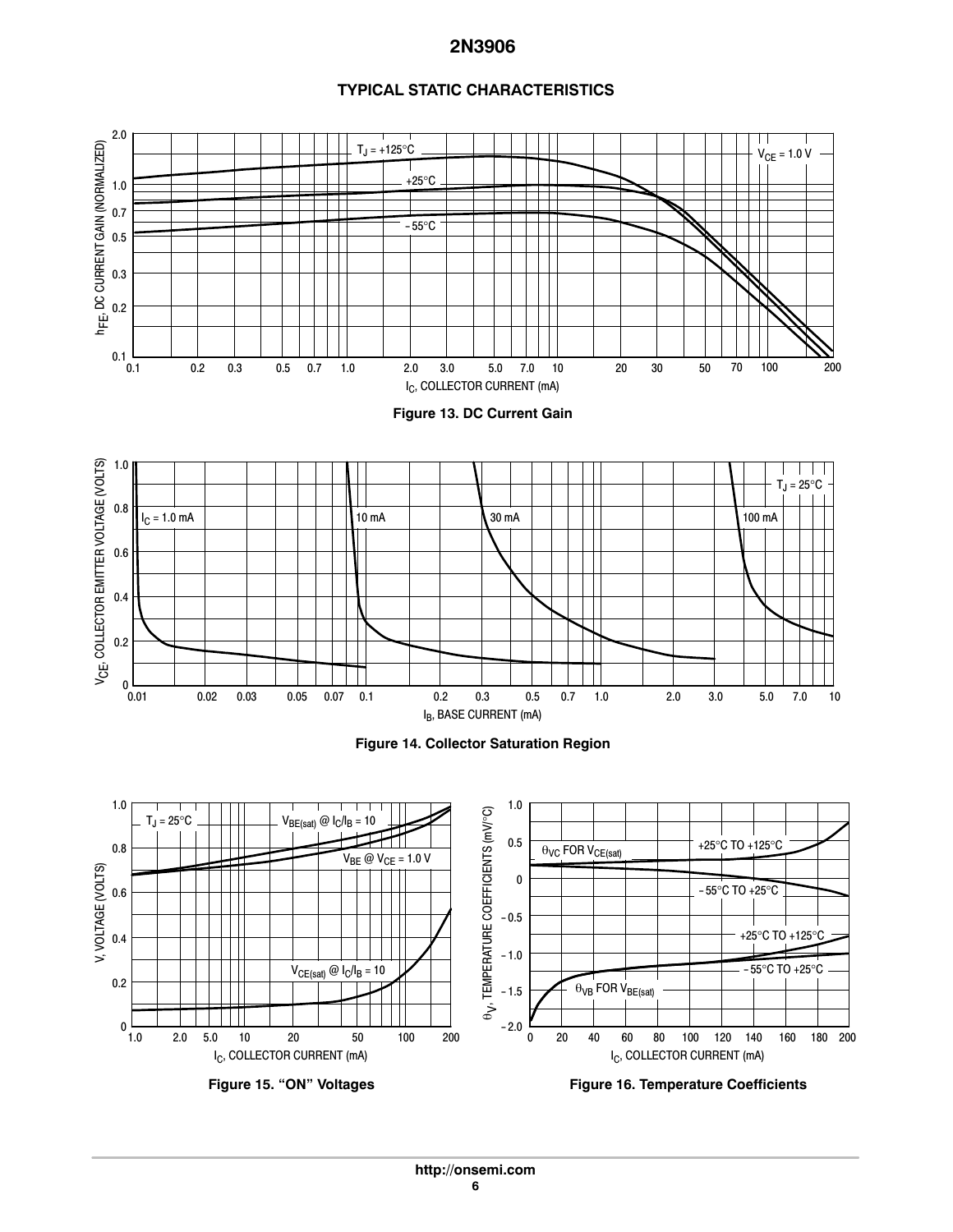## TYPICAL STATIC CHARACTERISTICS

Figure 13. DC Current Gain

Figure 14. Collector Saturation Region

Figure 15. "ON" Voltages

Figure 16. Temperature Coefficients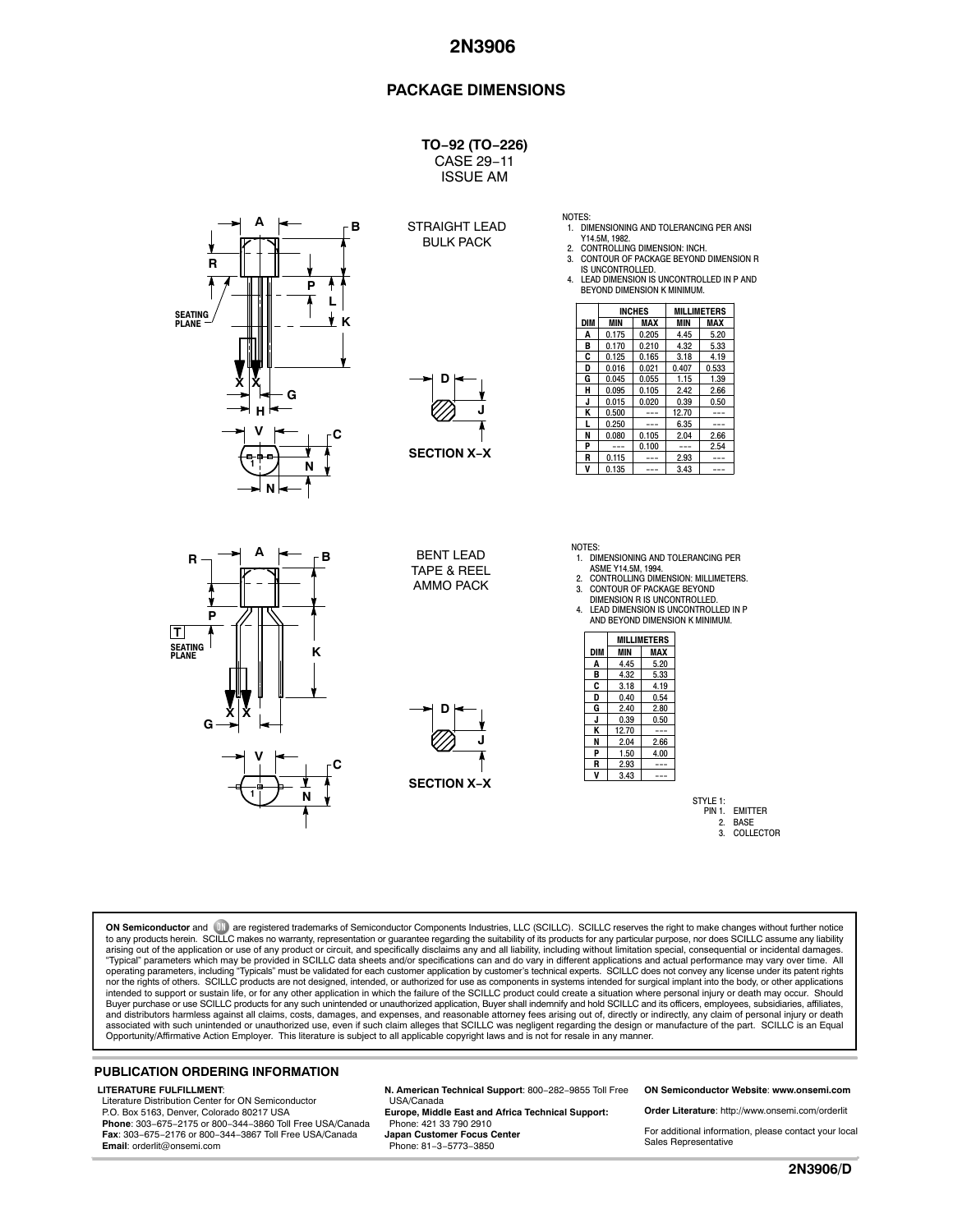## PACKAGE DIMENSIONS

**TO−92 (TO−226)**
CASE 29−11
ISSUE AM

STRAIGHT LEAD
BULK PACK

SECTION X−X

NOTES:
1. DIMENSIONING AND TOLERANCING PER ANSI Y14.5M, 1982.
2. CONTROLLING DIMENSION: INCH.
3. CONTOUR OF PACKAGE BEYOND DIMENSION R IS UNCONTROLLED.
4. LEAD DIMENSION IS UNCONTROLLED IN P AND BEYOND DIMENSION K MINIMUM.

| | INCHES | | MILLIMETERS | |
|---|---|---|---|---|
| DIM | MIN | MAX | MIN | MAX |
| A | 0.175 | 0.205 | 4.45 | 5.20 |
| B | 0.170 | 0.210 | 4.32 | 5.33 |
| C | 0.125 | 0.165 | 3.18 | 4.19 |
| D | 0.016 | 0.021 | 0.407 | 0.533 |
| G | 0.045 | 0.055 | 1.15 | 1.39 |
| H | 0.095 | 0.105 | 2.42 | 2.66 |
| J | 0.015 | 0.020 | 0.39 | 0.50 |
| K | 0.500 | --- | 12.70 | --- |
| L | 0.250 | --- | 6.35 | --- |
| N | 0.080 | 0.105 | 2.04 | 2.66 |
| P | --- | 0.100 | --- | 2.54 |
| R | 0.115 | --- | 2.93 | --- |
| V | 0.135 | --- | 3.43 | --- |

BENT LEAD
TAPE & REEL
AMMO PACK

SECTION X−X

NOTES:
1. DIMENSIONING AND TOLERANCING PER ASME Y14.5M, 1994.
2. CONTROLLING DIMENSION: MILLIMETERS.
3. CONTOUR OF PACKAGE BEYOND DIMENSION R IS UNCONTROLLED.
4. LEAD DIMENSION IS UNCONTROLLED IN P AND BEYOND DIMENSION K MINIMUM.

| | MILLIMETERS | |
|---|---|---|
| DIM | MIN | MAX |
| A | 4.45 | 5.20 |
| B | 4.32 | 5.33 |
| C | 3.18 | 4.19 |
| D | 0.40 | 0.54 |
| G | 2.40 | 2.80 |
| J | 0.39 | 0.50 |
| K | 12.70 | --- |
| N | 2.04 | 2.66 |
| P | 1.50 | 4.00 |
| R | 2.93 | --- |
| V | 3.43 | --- |

STYLE 1:
PIN 1. EMITTER
2. BASE
3. COLLECTOR

**ON Semiconductor** and ON are registered trademarks of Semiconductor Components Industries, LLC (SCILLC). SCILLC reserves the right to make changes without further notice to any products herein. SCILLC makes no warranty, representation or guarantee regarding the suitability of its products for any particular purpose, nor does SCILLC assume any liability arising out of the application or use of any product or circuit, and specifically disclaims any and all liability, including without limitation special, consequential or incidental damages. "Typical" parameters which may be provided in SCILLC data sheets and/or specifications can and do vary in different applications and actual performance may vary over time. All operating parameters, including "Typicals" must be validated for each customer application by customer's technical experts. SCILLC does not convey any license under its patent rights nor the rights of others. SCILLC products are not designed, intended, or authorized for use as components in systems intended for surgical implant into the body, or other applications intended to support or sustain life, or for any other application in which the failure of the SCILLC product could create a situation where personal injury or death may occur. Should Buyer purchase or use SCILLC products for any such unintended or unauthorized application, Buyer shall indemnify and hold SCILLC and its officers, employees, subsidiaries, affiliates, and distributors harmless against all claims, costs, damages, and expenses, and reasonable attorney fees arising out of, directly or indirectly, any claim of personal injury or death associated with such unintended or unauthorized use, even if such claim alleges that SCILLC was negligent regarding the design or manufacture of the part. SCILLC is an Equal Opportunity/Affirmative Action Employer. This literature is subject to all applicable copyright laws and is not for resale in any manner.

### PUBLICATION ORDERING INFORMATION

**LITERATURE FULFILLMENT**:
Literature Distribution Center for ON Semiconductor
P.O. Box 5163, Denver, Colorado 80217 USA
**Phone**: 303−675−2175 or 800−344−3860 Toll Free USA/Canada
**Fax**: 303−675−2176 or 800−344−3867 Toll Free USA/Canada
**Email**: orderlit@onsemi.com

**N. American Technical Support**: 800−282−9855 Toll Free USA/Canada
**Europe, Middle East and Africa Technical Support:**
Phone: 421 33 790 2910
**Japan Customer Focus Center**
Phone: 81−3−5773−3850

**ON Semiconductor Website**: **www.onsemi.com**

**Order Literature**: http://www.onsemi.com/orderlit

For additional information, please contact your local Sales Representative

**2N3906/D**